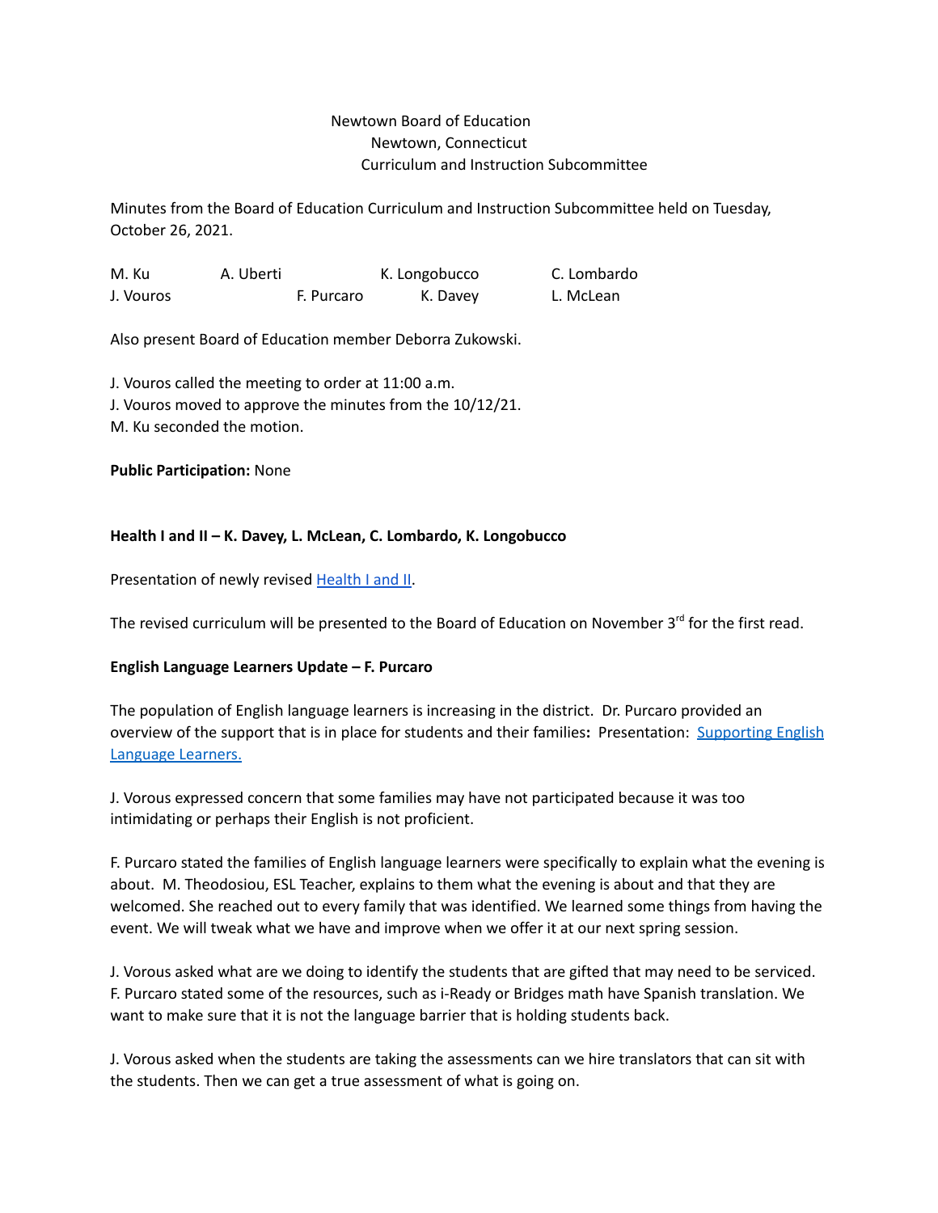Newtown Board of Education
Newtown, Connecticut
Curriculum and Instruction Subcommittee

Minutes from the Board of Education Curriculum and Instruction Subcommittee held on Tuesday, October 26, 2021.

M. Ku A. Uberti K. Longobucco C. Lombardo
J. Vouros F. Purcaro K. Davey L. McLean

Also present Board of Education member Deborra Zukowski.

J. Vouros called the meeting to order at 11:00 a.m.
J. Vouros moved to approve the minutes from the 10/12/21.
M. Ku seconded the motion.

**Public Participation:** None

**Health I and II – K. Davey, L. McLean, C. Lombardo, K. Longobucco**

Presentation of newly revised Health I and II.

The revised curriculum will be presented to the Board of Education on November 3rd for the first read.

**English Language Learners Update – F. Purcaro**

The population of English language learners is increasing in the district. Dr. Purcaro provided an overview of the support that is in place for students and their families**:** Presentation: Supporting English Language Learners.

J. Vorous expressed concern that some families may have not participated because it was too intimidating or perhaps their English is not proficient.

F. Purcaro stated the families of English language learners were specifically to explain what the evening is about. M. Theodosiou, ESL Teacher, explains to them what the evening is about and that they are welcomed. She reached out to every family that was identified. We learned some things from having the event. We will tweak what we have and improve when we offer it at our next spring session.

J. Vorous asked what are we doing to identify the students that are gifted that may need to be serviced. F. Purcaro stated some of the resources, such as i-Ready or Bridges math have Spanish translation. We want to make sure that it is not the language barrier that is holding students back.

J. Vorous asked when the students are taking the assessments can we hire translators that can sit with the students. Then we can get a true assessment of what is going on.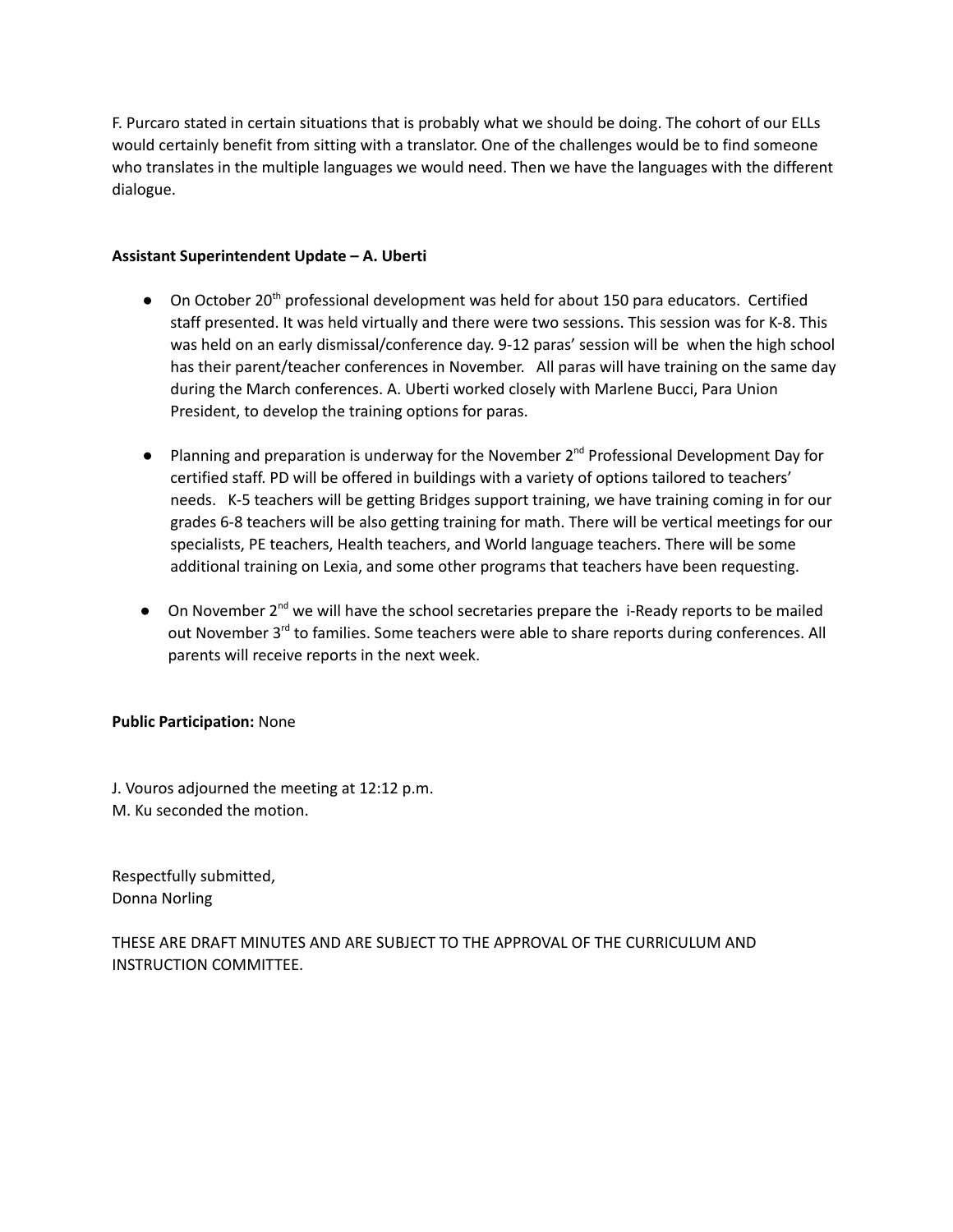F. Purcaro stated in certain situations that is probably what we should be doing. The cohort of our ELLs would certainly benefit from sitting with a translator. One of the challenges would be to find someone who translates in the multiple languages we would need. Then we have the languages with the different dialogue.

**Assistant Superintendent Update – A. Uberti**

- On October 20th professional development was held for about 150 para educators. Certified staff presented. It was held virtually and there were two sessions. This session was for K-8. This was held on an early dismissal/conference day. 9-12 paras' session will be when the high school has their parent/teacher conferences in November. All paras will have training on the same day during the March conferences. A. Uberti worked closely with Marlene Bucci, Para Union President, to develop the training options for paras.

- Planning and preparation is underway for the November 2nd Professional Development Day for certified staff. PD will be offered in buildings with a variety of options tailored to teachers' needs. K-5 teachers will be getting Bridges support training, we have training coming in for our grades 6-8 teachers will be also getting training for math. There will be vertical meetings for our specialists, PE teachers, Health teachers, and World language teachers. There will be some additional training on Lexia, and some other programs that teachers have been requesting.

- On November 2nd we will have the school secretaries prepare the i-Ready reports to be mailed out November 3rd to families. Some teachers were able to share reports during conferences. All parents will receive reports in the next week.

**Public Participation:** None

J. Vouros adjourned the meeting at 12:12 p.m.
M. Ku seconded the motion.

Respectfully submitted,
Donna Norling

THESE ARE DRAFT MINUTES AND ARE SUBJECT TO THE APPROVAL OF THE CURRICULUM AND INSTRUCTION COMMITTEE.